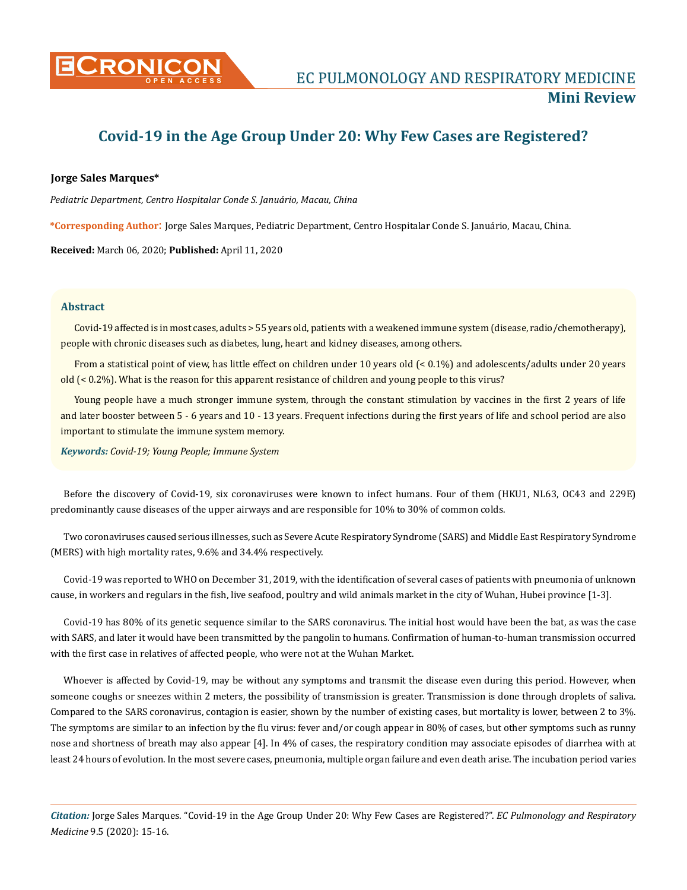# Covid-19 in the Age Group Under 20: Why Few Cases are Registered?

**Jorge Sales Marques***

*Pediatric Department, Centro Hospitalar Conde S. Januário, Macau, China*

***Corresponding Author:** Jorge Sales Marques, Pediatric Department, Centro Hospitalar Conde S. Januário, Macau, China.

**Received:** March 06, 2020; **Published:** April 11, 2020

## Abstract

Covid-19 affected is in most cases, adults > 55 years old, patients with a weakened immune system (disease, radio/chemotherapy), people with chronic diseases such as diabetes, lung, heart and kidney diseases, among others.

From a statistical point of view, has little effect on children under 10 years old (< 0.1%) and adolescents/adults under 20 years old (< 0.2%). What is the reason for this apparent resistance of children and young people to this virus?

Young people have a much stronger immune system, through the constant stimulation by vaccines in the first 2 years of life and later booster between 5 - 6 years and 10 - 13 years. Frequent infections during the first years of life and school period are also important to stimulate the immune system memory.

***Keywords:*** *Covid-19; Young People; Immune System*

Before the discovery of Covid-19, six coronaviruses were known to infect humans. Four of them (HKU1, NL63, OC43 and 229E) predominantly cause diseases of the upper airways and are responsible for 10% to 30% of common colds.

Two coronaviruses caused serious illnesses, such as Severe Acute Respiratory Syndrome (SARS) and Middle East Respiratory Syndrome (MERS) with high mortality rates, 9.6% and 34.4% respectively.

Covid-19 was reported to WHO on December 31, 2019, with the identification of several cases of patients with pneumonia of unknown cause, in workers and regulars in the fish, live seafood, poultry and wild animals market in the city of Wuhan, Hubei province [1-3].

Covid-19 has 80% of its genetic sequence similar to the SARS coronavirus. The initial host would have been the bat, as was the case with SARS, and later it would have been transmitted by the pangolin to humans. Confirmation of human-to-human transmission occurred with the first case in relatives of affected people, who were not at the Wuhan Market.

Whoever is affected by Covid-19, may be without any symptoms and transmit the disease even during this period. However, when someone coughs or sneezes within 2 meters, the possibility of transmission is greater. Transmission is done through droplets of saliva. Compared to the SARS coronavirus, contagion is easier, shown by the number of existing cases, but mortality is lower, between 2 to 3%. The symptoms are similar to an infection by the flu virus: fever and/or cough appear in 80% of cases, but other symptoms such as runny nose and shortness of breath may also appear [4]. In 4% of cases, the respiratory condition may associate episodes of diarrhea with at least 24 hours of evolution. In the most severe cases, pneumonia, multiple organ failure and even death arise. The incubation period varies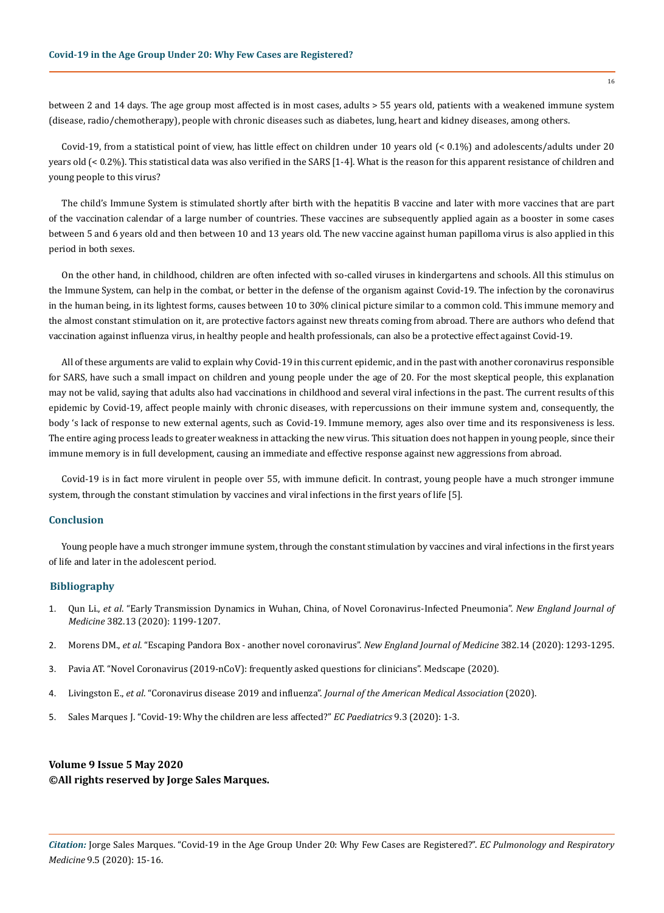between 2 and 14 days. The age group most affected is in most cases, adults > 55 years old, patients with a weakened immune system (disease, radio/chemotherapy), people with chronic diseases such as diabetes, lung, heart and kidney diseases, among others.

Covid-19, from a statistical point of view, has little effect on children under 10 years old (< 0.1%) and adolescents/adults under 20 years old (< 0.2%). This statistical data was also verified in the SARS [1-4]. What is the reason for this apparent resistance of children and young people to this virus?

The child's Immune System is stimulated shortly after birth with the hepatitis B vaccine and later with more vaccines that are part of the vaccination calendar of a large number of countries. These vaccines are subsequently applied again as a booster in some cases between 5 and 6 years old and then between 10 and 13 years old. The new vaccine against human papilloma virus is also applied in this period in both sexes.

On the other hand, in childhood, children are often infected with so-called viruses in kindergartens and schools. All this stimulus on the Immune System, can help in the combat, or better in the defense of the organism against Covid-19. The infection by the coronavirus in the human being, in its lightest forms, causes between 10 to 30% clinical picture similar to a common cold. This immune memory and the almost constant stimulation on it, are protective factors against new threats coming from abroad. There are authors who defend that vaccination against influenza virus, in healthy people and health professionals, can also be a protective effect against Covid-19.

All of these arguments are valid to explain why Covid-19 in this current epidemic, and in the past with another coronavirus responsible for SARS, have such a small impact on children and young people under the age of 20. For the most skeptical people, this explanation may not be valid, saying that adults also had vaccinations in childhood and several viral infections in the past. The current results of this epidemic by Covid-19, affect people mainly with chronic diseases, with repercussions on their immune system and, consequently, the body 's lack of response to new external agents, such as Covid-19. Immune memory, ages also over time and its responsiveness is less. The entire aging process leads to greater weakness in attacking the new virus. This situation does not happen in young people, since their immune memory is in full development, causing an immediate and effective response against new aggressions from abroad.

Covid-19 is in fact more virulent in people over 55, with immune deficit. In contrast, young people have a much stronger immune system, through the constant stimulation by vaccines and viral infections in the first years of life [5].

## Conclusion

Young people have a much stronger immune system, through the constant stimulation by vaccines and viral infections in the first years of life and later in the adolescent period.

## Bibliography

1. Qun Li., *et al*. "Early Transmission Dynamics in Wuhan, China, of Novel Coronavirus-Infected Pneumonia". *New England Journal of Medicine* 382.13 (2020): 1199-1207.
2. Morens DM., *et al*. "Escaping Pandora Box - another novel coronavirus". *New England Journal of Medicine* 382.14 (2020): 1293-1295.
3. Pavia AT. "Novel Coronavirus (2019-nCoV): frequently asked questions for clinicians". Medscape (2020).
4. Livingston E., *et al*. "Coronavirus disease 2019 and influenza". *Journal of the American Medical Association* (2020).
5. Sales Marques J. "Covid-19: Why the children are less affected?" *EC Paediatrics* 9.3 (2020): 1-3.

**Volume 9 Issue 5 May 2020**
**©All rights reserved by Jorge Sales Marques.**